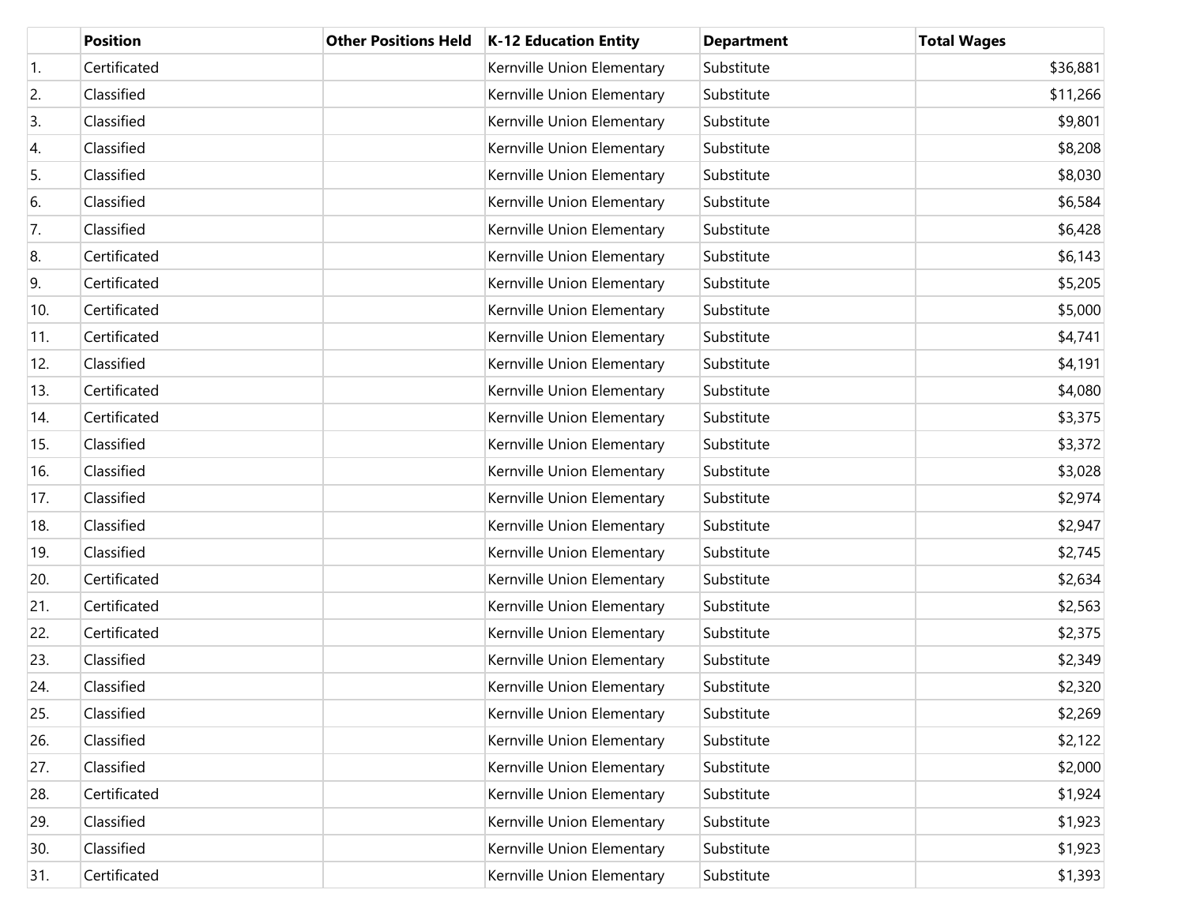| | Position | Other Positions Held | K-12 Education Entity | Department | Total Wages |
|---|---|---|---|---|---|
| 1. | Certificated | | Kernville Union Elementary | Substitute | $36,881 |
| 2. | Classified | | Kernville Union Elementary | Substitute | $11,266 |
| 3. | Classified | | Kernville Union Elementary | Substitute | $9,801 |
| 4. | Classified | | Kernville Union Elementary | Substitute | $8,208 |
| 5. | Classified | | Kernville Union Elementary | Substitute | $8,030 |
| 6. | Classified | | Kernville Union Elementary | Substitute | $6,584 |
| 7. | Classified | | Kernville Union Elementary | Substitute | $6,428 |
| 8. | Certificated | | Kernville Union Elementary | Substitute | $6,143 |
| 9. | Certificated | | Kernville Union Elementary | Substitute | $5,205 |
| 10. | Certificated | | Kernville Union Elementary | Substitute | $5,000 |
| 11. | Certificated | | Kernville Union Elementary | Substitute | $4,741 |
| 12. | Classified | | Kernville Union Elementary | Substitute | $4,191 |
| 13. | Certificated | | Kernville Union Elementary | Substitute | $4,080 |
| 14. | Certificated | | Kernville Union Elementary | Substitute | $3,375 |
| 15. | Classified | | Kernville Union Elementary | Substitute | $3,372 |
| 16. | Classified | | Kernville Union Elementary | Substitute | $3,028 |
| 17. | Classified | | Kernville Union Elementary | Substitute | $2,974 |
| 18. | Classified | | Kernville Union Elementary | Substitute | $2,947 |
| 19. | Classified | | Kernville Union Elementary | Substitute | $2,745 |
| 20. | Certificated | | Kernville Union Elementary | Substitute | $2,634 |
| 21. | Certificated | | Kernville Union Elementary | Substitute | $2,563 |
| 22. | Certificated | | Kernville Union Elementary | Substitute | $2,375 |
| 23. | Classified | | Kernville Union Elementary | Substitute | $2,349 |
| 24. | Classified | | Kernville Union Elementary | Substitute | $2,320 |
| 25. | Classified | | Kernville Union Elementary | Substitute | $2,269 |
| 26. | Classified | | Kernville Union Elementary | Substitute | $2,122 |
| 27. | Classified | | Kernville Union Elementary | Substitute | $2,000 |
| 28. | Certificated | | Kernville Union Elementary | Substitute | $1,924 |
| 29. | Classified | | Kernville Union Elementary | Substitute | $1,923 |
| 30. | Classified | | Kernville Union Elementary | Substitute | $1,923 |
| 31. | Certificated | | Kernville Union Elementary | Substitute | $1,393 |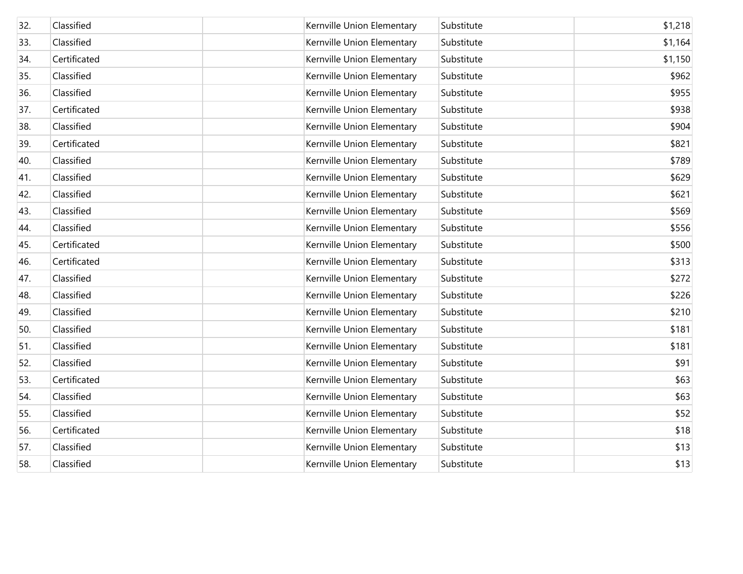| | | | | | |
|---|---|---|---|---|---|
| 32. | Classified | | Kernville Union Elementary | Substitute | $1,218 |
| 33. | Classified | | Kernville Union Elementary | Substitute | $1,164 |
| 34. | Certificated | | Kernville Union Elementary | Substitute | $1,150 |
| 35. | Classified | | Kernville Union Elementary | Substitute | $962 |
| 36. | Classified | | Kernville Union Elementary | Substitute | $955 |
| 37. | Certificated | | Kernville Union Elementary | Substitute | $938 |
| 38. | Classified | | Kernville Union Elementary | Substitute | $904 |
| 39. | Certificated | | Kernville Union Elementary | Substitute | $821 |
| 40. | Classified | | Kernville Union Elementary | Substitute | $789 |
| 41. | Classified | | Kernville Union Elementary | Substitute | $629 |
| 42. | Classified | | Kernville Union Elementary | Substitute | $621 |
| 43. | Classified | | Kernville Union Elementary | Substitute | $569 |
| 44. | Classified | | Kernville Union Elementary | Substitute | $556 |
| 45. | Certificated | | Kernville Union Elementary | Substitute | $500 |
| 46. | Certificated | | Kernville Union Elementary | Substitute | $313 |
| 47. | Classified | | Kernville Union Elementary | Substitute | $272 |
| 48. | Classified | | Kernville Union Elementary | Substitute | $226 |
| 49. | Classified | | Kernville Union Elementary | Substitute | $210 |
| 50. | Classified | | Kernville Union Elementary | Substitute | $181 |
| 51. | Classified | | Kernville Union Elementary | Substitute | $181 |
| 52. | Classified | | Kernville Union Elementary | Substitute | $91 |
| 53. | Certificated | | Kernville Union Elementary | Substitute | $63 |
| 54. | Classified | | Kernville Union Elementary | Substitute | $63 |
| 55. | Classified | | Kernville Union Elementary | Substitute | $52 |
| 56. | Certificated | | Kernville Union Elementary | Substitute | $18 |
| 57. | Classified | | Kernville Union Elementary | Substitute | $13 |
| 58. | Classified | | Kernville Union Elementary | Substitute | $13 |